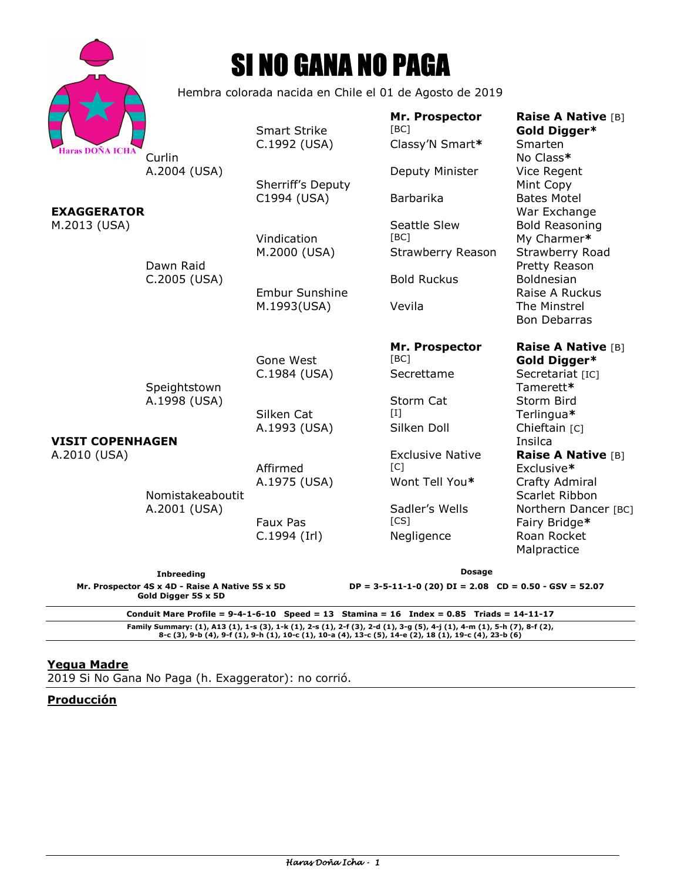# SI NO GANA NO PAGA

Hembra colorada nacida en Chile el 01 de Agosto de 2019

Haras DOÑA ICHA

| | | | |
|---|---|---|---|
| **EXAGGERATOR** M.2013 (USA) | Curlin A.2004 (USA) | Smart Strike C.1992 (USA) | **Mr. Prospector** [BC] | **Raise A Native** [B] |
| | | | | **Gold Digger*** |
| | | | Classy'N Smart* | Smarten |
| | | | | No Class* |
| | | Sherriff's Deputy C1994 (USA) | Deputy Minister | Vice Regent |
| | | | | Mint Copy |
| | | | Barbarika | Bates Motel |
| | | | | War Exchange |
| | Dawn Raid C.2005 (USA) | Vindication M.2000 (USA) | Seattle Slew [BC] | Bold Reasoning |
| | | | | My Charmer* |
| | | | Strawberry Reason | Strawberry Road |
| | | | | Pretty Reason |
| | | Embur Sunshine M.1993(USA) | Bold Ruckus | Boldnesian |
| | | | | Raise A Ruckus |
| | | | Vevila | The Minstrel |
| | | | | Bon Debarras |
| **VISIT COPENHAGEN** A.2010 (USA) | Speightstown A.1998 (USA) | Gone West C.1984 (USA) | **Mr. Prospector** [BC] | **Raise A Native** [B] |
| | | | | **Gold Digger*** |
| | | | Secrettame | Secretariat [IC] |
| | | | | Tamerett* |
| | | Silken Cat A.1993 (USA) | Storm Cat [I] | Storm Bird |
| | | | | Terlingua* |
| | | | Silken Doll | Chieftain [C] |
| | | | | Insilca |
| | Nomistakeaboutit A.2001 (USA) | Affirmed A.1975 (USA) | Exclusive Native [C] | **Raise A Native** [B] |
| | | | | Exclusive* |
| | | | Wont Tell You* | Crafty Admiral |
| | | | | Scarlet Ribbon |
| | | Faux Pas C.1994 (Irl) | Sadler's Wells [CS] | Northern Dancer [BC] |
| | | | | Fairy Bridge* |
| | | | Negligence | Roan Rocket |
| | | | | Malpractice |

**Inbreeding**
**Mr. Prospector 4S x 4D - Raise A Native 5S x 5D**
**Gold Digger 5S x 5D**

**Dosage**
**DP = 3-5-11-1-0 (20) DI = 2.08 CD = 0.50 - GSV = 52.07**

**Conduit Mare Profile = 9-4-1-6-10 Speed = 13 Stamina = 16 Index = 0.85 Triads = 14-11-17**

**Family Summary: (1), A13 (1), 1-s (3), 1-k (1), 2-s (1), 2-f (3), 2-d (1), 3-g (5), 4-j (1), 4-m (1), 5-h (7), 8-f (2), 8-c (3), 9-b (4), 9-f (1), 9-h (1), 10-c (1), 10-a (4), 13-c (5), 14-e (2), 18 (1), 19-c (4), 23-b (6)**

## Yegua Madre

2019 Si No Gana No Paga (h. Exaggerator): no corrió.

## Producción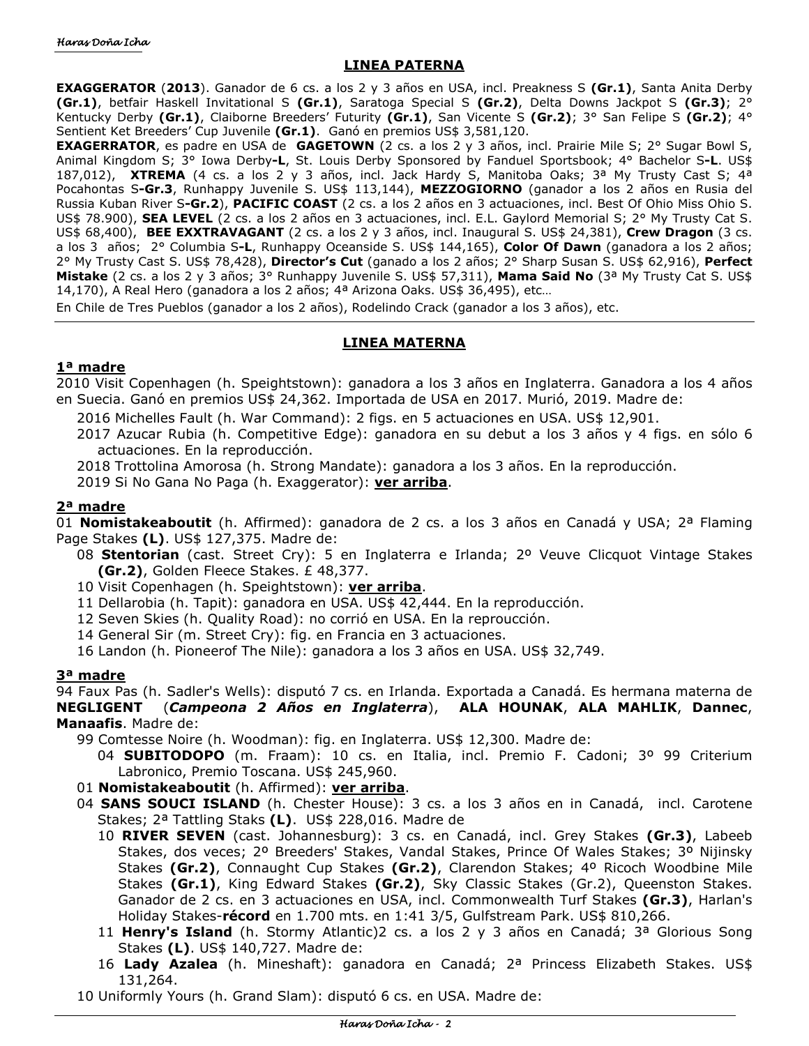## LINEA PATERNA

**EXAGGERATOR** (**2013**). Ganador de 6 cs. a los 2 y 3 años en USA, incl. Preakness S **(Gr.1)**, Santa Anita Derby **(Gr.1)**, betfair Haskell Invitational S **(Gr.1)**, Saratoga Special S **(Gr.2)**, Delta Downs Jackpot S **(Gr.3)**; 2° Kentucky Derby **(Gr.1)**, Claiborne Breeders' Futurity **(Gr.1)**, San Vicente S **(Gr.2)**; 3° San Felipe S **(Gr.2)**; 4° Sentient Ket Breeders' Cup Juvenile **(Gr.1)**. Ganó en premios US$ 3,581,120.

**EXAGERRATOR**, es padre en USA de **GAGETOWN** (2 cs. a los 2 y 3 años, incl. Prairie Mile S; 2° Sugar Bowl S, Animal Kingdom S; 3° Iowa Derby**-L**, St. Louis Derby Sponsored by Fanduel Sportsbook; 4° Bachelor S**-L**. US$ 187,012), **XTREMA** (4 cs. a los 2 y 3 años, incl. Jack Hardy S, Manitoba Oaks; 3ª My Trusty Cast S; 4ª Pocahontas S**-Gr.3**, Runhappy Juvenile S. US$ 113,144), **MEZZOGIORNO** (ganador a los 2 años en Rusia del Russia Kuban River S**-Gr.2**), **PACIFIC COAST** (2 cs. a los 2 años en 3 actuaciones, incl. Best Of Ohio Miss Ohio S. US$ 78.900), **SEA LEVEL** (2 cs. a los 2 años en 3 actuaciones, incl. E.L. Gaylord Memorial S; 2° My Trusty Cat S. US$ 68,400), **BEE EXXTRAVAGANT** (2 cs. a los 2 y 3 años, incl. Inaugural S. US$ 24,381), **Crew Dragon** (3 cs. a los 3 años; 2° Columbia S**-L**, Runhappy Oceanside S. US$ 144,165), **Color Of Dawn** (ganadora a los 2 años; 2° My Trusty Cast S. US$ 78,428), **Director's Cut** (ganado a los 2 años; 2° Sharp Susan S. US$ 62,916), **Perfect Mistake** (2 cs. a los 2 y 3 años; 3° Runhappy Juvenile S. US$ 57,311), **Mama Said No** (3ª My Trusty Cat S. US$ 14,170), A Real Hero (ganadora a los 2 años; 4ª Arizona Oaks. US$ 36,495), etc…

En Chile de Tres Pueblos (ganador a los 2 años), Rodelindo Crack (ganador a los 3 años), etc.

## LINEA MATERNA

### 1ª madre

2010 Visit Copenhagen (h. Speightstown): ganadora a los 3 años en Inglaterra. Ganadora a los 4 años en Suecia. Ganó en premios US$ 24,362. Importada de USA en 2017. Murió, 2019. Madre de:

- 2016 Michelles Fault (h. War Command): 2 figs. en 5 actuaciones en USA. US$ 12,901.
- 2017 Azucar Rubia (h. Competitive Edge): ganadora en su debut a los 3 años y 4 figs. en sólo 6 actuaciones. En la reproducción.
- 2018 Trottolina Amorosa (h. Strong Mandate): ganadora a los 3 años. En la reproducción.
- 2019 Si No Gana No Paga (h. Exaggerator): **ver arriba**.

### 2ª madre

01 **Nomistakeaboutit** (h. Affirmed): ganadora de 2 cs. a los 3 años en Canadá y USA; 2ª Flaming Page Stakes **(L)**. US$ 127,375. Madre de:

- 08 **Stentorian** (cast. Street Cry): 5 en Inglaterra e Irlanda; 2º Veuve Clicquot Vintage Stakes **(Gr.2)**, Golden Fleece Stakes. £ 48,377.
- 10 Visit Copenhagen (h. Speightstown): **ver arriba**.
- 11 Dellarobia (h. Tapit): ganadora en USA. US$ 42,444. En la reproducción.
- 12 Seven Skies (h. Quality Road): no corrió en USA. En la reproucción.
- 14 General Sir (m. Street Cry): fig. en Francia en 3 actuaciones.
- 16 Landon (h. Pioneerof The Nile): ganadora a los 3 años en USA. US$ 32,749.

### 3ª madre

94 Faux Pas (h. Sadler's Wells): disputó 7 cs. en Irlanda. Exportada a Canadá. Es hermana materna de **NEGLIGENT** (***Campeona 2 Años en Inglaterra***), **ALA HOUNAK**, **ALA MAHLIK**, **Dannec**, **Manaafis**. Madre de:

- 99 Comtesse Noire (h. Woodman): fig. en Inglaterra. US$ 12,300. Madre de:
  - 04 **SUBITODOPO** (m. Fraam): 10 cs. en Italia, incl. Premio F. Cadoni; 3º 99 Criterium Labronico, Premio Toscana. US$ 245,960.
- 01 **Nomistakeaboutit** (h. Affirmed): **ver arriba**.
- 04 **SANS SOUCI ISLAND** (h. Chester House): 3 cs. a los 3 años en in Canadá, incl. Carotene Stakes; 2ª Tattling Staks **(L)**. US$ 228,016. Madre de
  - 10 **RIVER SEVEN** (cast. Johannesburg): 3 cs. en Canadá, incl. Grey Stakes **(Gr.3)**, Labeeb Stakes, dos veces; 2º Breeders' Stakes, Vandal Stakes, Prince Of Wales Stakes; 3º Nijinsky Stakes **(Gr.2)**, Connaught Cup Stakes **(Gr.2)**, Clarendon Stakes; 4º Ricoch Woodbine Mile Stakes **(Gr.1)**, King Edward Stakes **(Gr.2)**, Sky Classic Stakes (Gr.2), Queenston Stakes. Ganador de 2 cs. en 3 actuaciones en USA, incl. Commonwealth Turf Stakes **(Gr.3)**, Harlan's Holiday Stakes-**récord** en 1.700 mts. en 1:41 3/5, Gulfstream Park. US$ 810,266.
  - 11 **Henry's Island** (h. Stormy Atlantic)2 cs. a los 2 y 3 años en Canadá; 3ª Glorious Song Stakes **(L)**. US$ 140,727. Madre de:
  - 16 **Lady Azalea** (h. Mineshaft): ganadora en Canadá; 2ª Princess Elizabeth Stakes. US$ 131,264.
- 10 Uniformly Yours (h. Grand Slam): disputó 6 cs. en USA. Madre de: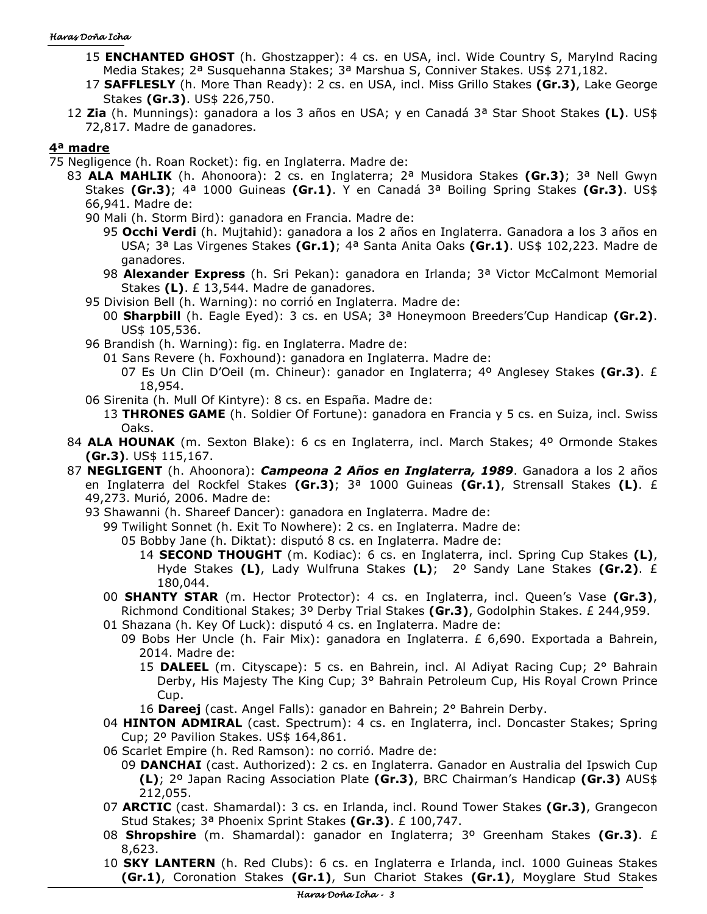15 **ENCHANTED GHOST** (h. Ghostzapper): 4 cs. en USA, incl. Wide Country S, Marylnd Racing Media Stakes; 2ª Susquehanna Stakes; 3ª Marshua S, Conniver Stakes. US$ 271,182.

17 **SAFFLESLY** (h. More Than Ready): 2 cs. en USA, incl. Miss Grillo Stakes **(Gr.3)**, Lake George Stakes **(Gr.3)**. US$ 226,750.

12 **Zia** (h. Munnings): ganadora a los 3 años en USA; y en Canadá 3ª Star Shoot Stakes **(L)**. US$ 72,817. Madre de ganadores.

## 4ª madre

75 Negligence (h. Roan Rocket): fig. en Inglaterra. Madre de:

- 83 **ALA MAHLIK** (h. Ahonoora): 2 cs. en Inglaterra; 2ª Musidora Stakes **(Gr.3)**; 3ª Nell Gwyn Stakes **(Gr.3)**; 4ª 1000 Guineas **(Gr.1)**. Y en Canadá 3ª Boiling Spring Stakes **(Gr.3)**. US$ 66,941. Madre de:
  - 90 Mali (h. Storm Bird): ganadora en Francia. Madre de:
    - 95 **Occhi Verdi** (h. Mujtahid): ganadora a los 2 años en Inglaterra. Ganadora a los 3 años en USA; 3ª Las Virgenes Stakes **(Gr.1)**; 4ª Santa Anita Oaks **(Gr.1)**. US$ 102,223. Madre de ganadores.
    - 98 **Alexander Express** (h. Sri Pekan): ganadora en Irlanda; 3ª Victor McCalmont Memorial Stakes **(L)**. £ 13,544. Madre de ganadores.
  - 95 Division Bell (h. Warning): no corrió en Inglaterra. Madre de:
    - 00 **Sharpbill** (h. Eagle Eyed): 3 cs. en USA; 3ª Honeymoon Breeders'Cup Handicap **(Gr.2)**. US$ 105,536.
  - 96 Brandish (h. Warning): fig. en Inglaterra. Madre de:
    - 01 Sans Revere (h. Foxhound): ganadora en Inglaterra. Madre de:
      - 07 Es Un Clin D'Oeil (m. Chineur): ganador en Inglaterra; 4º Anglesey Stakes **(Gr.3)**. £ 18,954.
    - 06 Sirenita (h. Mull Of Kintyre): 8 cs. en España. Madre de:
      - 13 **THRONES GAME** (h. Soldier Of Fortune): ganadora en Francia y 5 cs. en Suiza, incl. Swiss Oaks.
- 84 **ALA HOUNAK** (m. Sexton Blake): 6 cs en Inglaterra, incl. March Stakes; 4º Ormonde Stakes **(Gr.3)**. US$ 115,167.
- 87 **NEGLIGENT** (h. Ahoonora): ***Campeona 2 Años en Inglaterra, 1989***. Ganadora a los 2 años en Inglaterra del Rockfel Stakes **(Gr.3)**; 3ª 1000 Guineas **(Gr.1)**, Strensall Stakes **(L)**. £ 49,273. Murió, 2006. Madre de:
  - 93 Shawanni (h. Shareef Dancer): ganadora en Inglaterra. Madre de:
    - 99 Twilight Sonnet (h. Exit To Nowhere): 2 cs. en Inglaterra. Madre de:
      - 05 Bobby Jane (h. Diktat): disputó 8 cs. en Inglaterra. Madre de:
        - 14 **SECOND THOUGHT** (m. Kodiac): 6 cs. en Inglaterra, incl. Spring Cup Stakes **(L)**, Hyde Stakes **(L)**, Lady Wulfruna Stakes **(L)**; 2º Sandy Lane Stakes **(Gr.2)**. £ 180,044.
    - 00 **SHANTY STAR** (m. Hector Protector): 4 cs. en Inglaterra, incl. Queen's Vase **(Gr.3)**, Richmond Conditional Stakes; 3º Derby Trial Stakes **(Gr.3)**, Godolphin Stakes. £ 244,959.
    - 01 Shazana (h. Key Of Luck): disputó 4 cs. en Inglaterra. Madre de:
      - 09 Bobs Her Uncle (h. Fair Mix): ganadora en Inglaterra. £ 6,690. Exportada a Bahrein, 2014. Madre de:
        - 15 **DALEEL** (m. Cityscape): 5 cs. en Bahrein, incl. Al Adiyat Racing Cup; 2° Bahrain Derby, His Majesty The King Cup; 3° Bahrain Petroleum Cup, His Royal Crown Prince Cup.
        - 16 **Dareej** (cast. Angel Falls): ganador en Bahrein; 2° Bahrein Derby.
    - 04 **HINTON ADMIRAL** (cast. Spectrum): 4 cs. en Inglaterra, incl. Doncaster Stakes; Spring Cup; 2º Pavilion Stakes. US$ 164,861.
    - 06 Scarlet Empire (h. Red Ramson): no corrió. Madre de:
      - 09 **DANCHAI** (cast. Authorized): 2 cs. en Inglaterra. Ganador en Australia del Ipswich Cup **(L)**; 2º Japan Racing Association Plate **(Gr.3)**, BRC Chairman's Handicap **(Gr.3)** AUS$ 212,055.
    - 07 **ARCTIC** (cast. Shamardal): 3 cs. en Irlanda, incl. Round Tower Stakes **(Gr.3)**, Grangecon Stud Stakes; 3ª Phoenix Sprint Stakes **(Gr.3)**. £ 100,747.
    - 08 **Shropshire** (m. Shamardal): ganador en Inglaterra; 3º Greenham Stakes **(Gr.3)**. £ 8,623.
    - 10 **SKY LANTERN** (h. Red Clubs): 6 cs. en Inglaterra e Irlanda, incl. 1000 Guineas Stakes **(Gr.1)**, Coronation Stakes **(Gr.1)**, Sun Chariot Stakes **(Gr.1)**, Moyglare Stud Stakes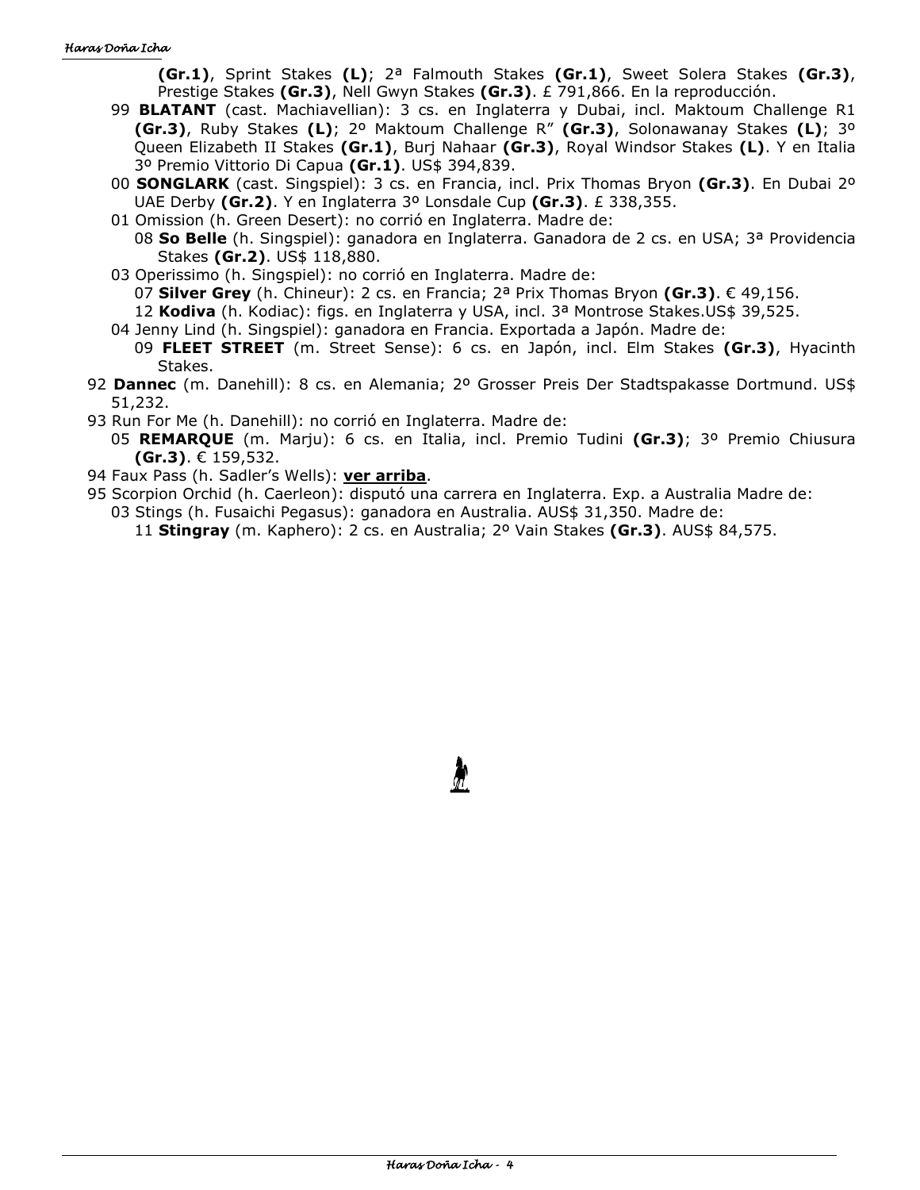**(Gr.1)**, Sprint Stakes **(L)**; 2ª Falmouth Stakes **(Gr.1)**, Sweet Solera Stakes **(Gr.3)**, Prestige Stakes **(Gr.3)**, Nell Gwyn Stakes **(Gr.3)**. £ 791,866. En la reproducción.

99 **BLATANT** (cast. Machiavellian): 3 cs. en Inglaterra y Dubai, incl. Maktoum Challenge R1 **(Gr.3)**, Ruby Stakes **(L)**; 2º Maktoum Challenge R" **(Gr.3)**, Solonawanay Stakes **(L)**; 3º Queen Elizabeth II Stakes **(Gr.1)**, Burj Nahaar **(Gr.3)**, Royal Windsor Stakes **(L)**. Y en Italia 3º Premio Vittorio Di Capua **(Gr.1)**. US$ 394,839.

00 **SONGLARK** (cast. Singspiel): 3 cs. en Francia, incl. Prix Thomas Bryon **(Gr.3)**. En Dubai 2º UAE Derby **(Gr.2)**. Y en Inglaterra 3º Lonsdale Cup **(Gr.3)**. £ 338,355.

01 Omission (h. Green Desert): no corrió en Inglaterra. Madre de:

08 **So Belle** (h. Singspiel): ganadora en Inglaterra. Ganadora de 2 cs. en USA; 3ª Providencia Stakes **(Gr.2)**. US$ 118,880.

03 Operissimo (h. Singspiel): no corrió en Inglaterra. Madre de:

07 **Silver Grey** (h. Chineur): 2 cs. en Francia; 2ª Prix Thomas Bryon **(Gr.3)**. € 49,156.

12 **Kodiva** (h. Kodiac): figs. en Inglaterra y USA, incl. 3ª Montrose Stakes.US$ 39,525.

04 Jenny Lind (h. Singspiel): ganadora en Francia. Exportada a Japón. Madre de:

09 **FLEET STREET** (m. Street Sense): 6 cs. en Japón, incl. Elm Stakes **(Gr.3)**, Hyacinth Stakes.

92 **Dannec** (m. Danehill): 8 cs. en Alemania; 2º Grosser Preis Der Stadtspakasse Dortmund. US$ 51,232.

93 Run For Me (h. Danehill): no corrió en Inglaterra. Madre de:

05 **REMARQUE** (m. Marju): 6 cs. en Italia, incl. Premio Tudini **(Gr.3)**; 3º Premio Chiusura **(Gr.3)**. € 159,532.

94 Faux Pass (h. Sadler's Wells): **ver arriba**.

95 Scorpion Orchid (h. Caerleon): disputó una carrera en Inglaterra. Exp. a Australia Madre de:

03 Stings (h. Fusaichi Pegasus): ganadora en Australia. AUS$ 31,350. Madre de:

11 **Stingray** (m. Kaphero): 2 cs. en Australia; 2º Vain Stakes **(Gr.3)**. AUS$ 84,575.